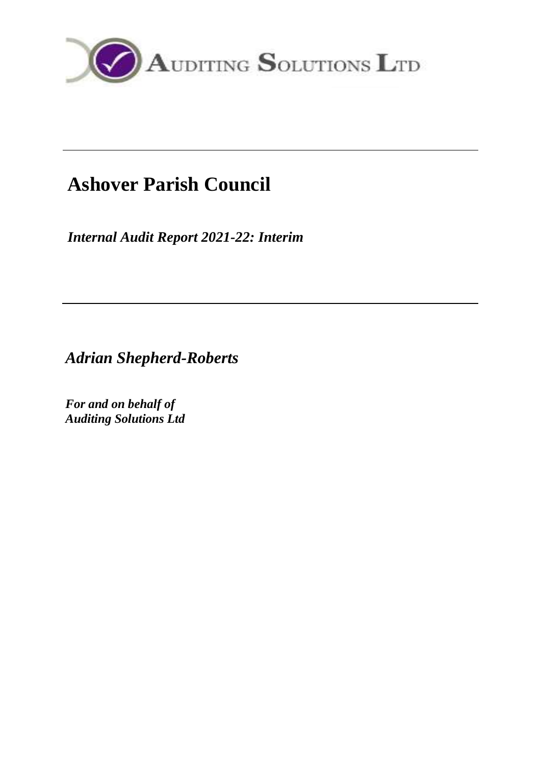AUDITING SOLUTIONS LTD

---

# Ashover Parish Council

*Internal Audit Report 2021-22: Interim*

---

*Adrian Shepherd-Roberts*

***For and on behalf of***
***Auditing Solutions Ltd***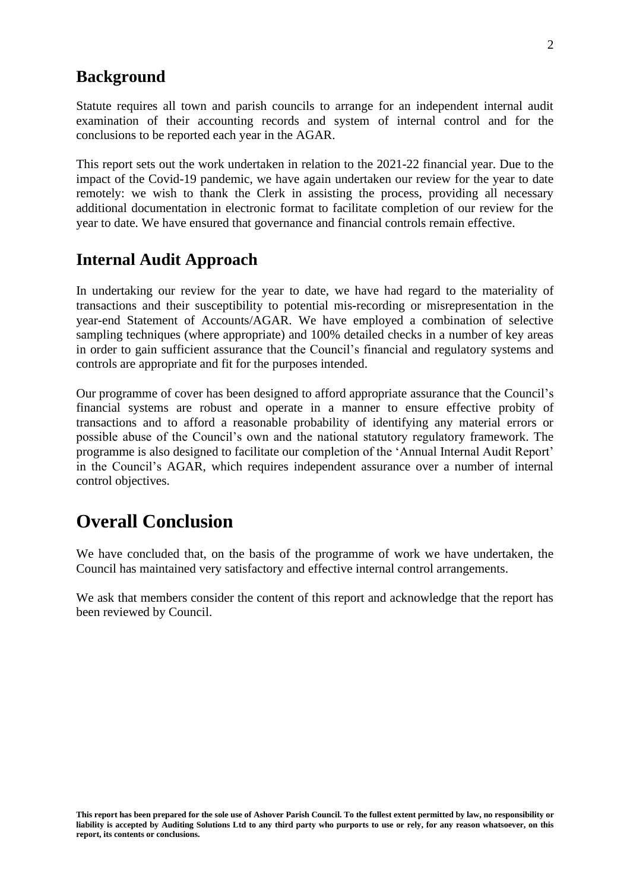## Background

Statute requires all town and parish councils to arrange for an independent internal audit examination of their accounting records and system of internal control and for the conclusions to be reported each year in the AGAR.

This report sets out the work undertaken in relation to the 2021-22 financial year. Due to the impact of the Covid-19 pandemic, we have again undertaken our review for the year to date remotely: we wish to thank the Clerk in assisting the process, providing all necessary additional documentation in electronic format to facilitate completion of our review for the year to date. We have ensured that governance and financial controls remain effective.

## Internal Audit Approach

In undertaking our review for the year to date, we have had regard to the materiality of transactions and their susceptibility to potential mis-recording or misrepresentation in the year-end Statement of Accounts/AGAR. We have employed a combination of selective sampling techniques (where appropriate) and 100% detailed checks in a number of key areas in order to gain sufficient assurance that the Council's financial and regulatory systems and controls are appropriate and fit for the purposes intended.

Our programme of cover has been designed to afford appropriate assurance that the Council's financial systems are robust and operate in a manner to ensure effective probity of transactions and to afford a reasonable probability of identifying any material errors or possible abuse of the Council's own and the national statutory regulatory framework. The programme is also designed to facilitate our completion of the 'Annual Internal Audit Report' in the Council's AGAR, which requires independent assurance over a number of internal control objectives.

# Overall Conclusion

We have concluded that, on the basis of the programme of work we have undertaken, the Council has maintained very satisfactory and effective internal control arrangements.

We ask that members consider the content of this report and acknowledge that the report has been reviewed by Council.

**This report has been prepared for the sole use of Ashover Parish Council. To the fullest extent permitted by law, no responsibility or liability is accepted by Auditing Solutions Ltd to any third party who purports to use or rely, for any reason whatsoever, on this report, its contents or conclusions.**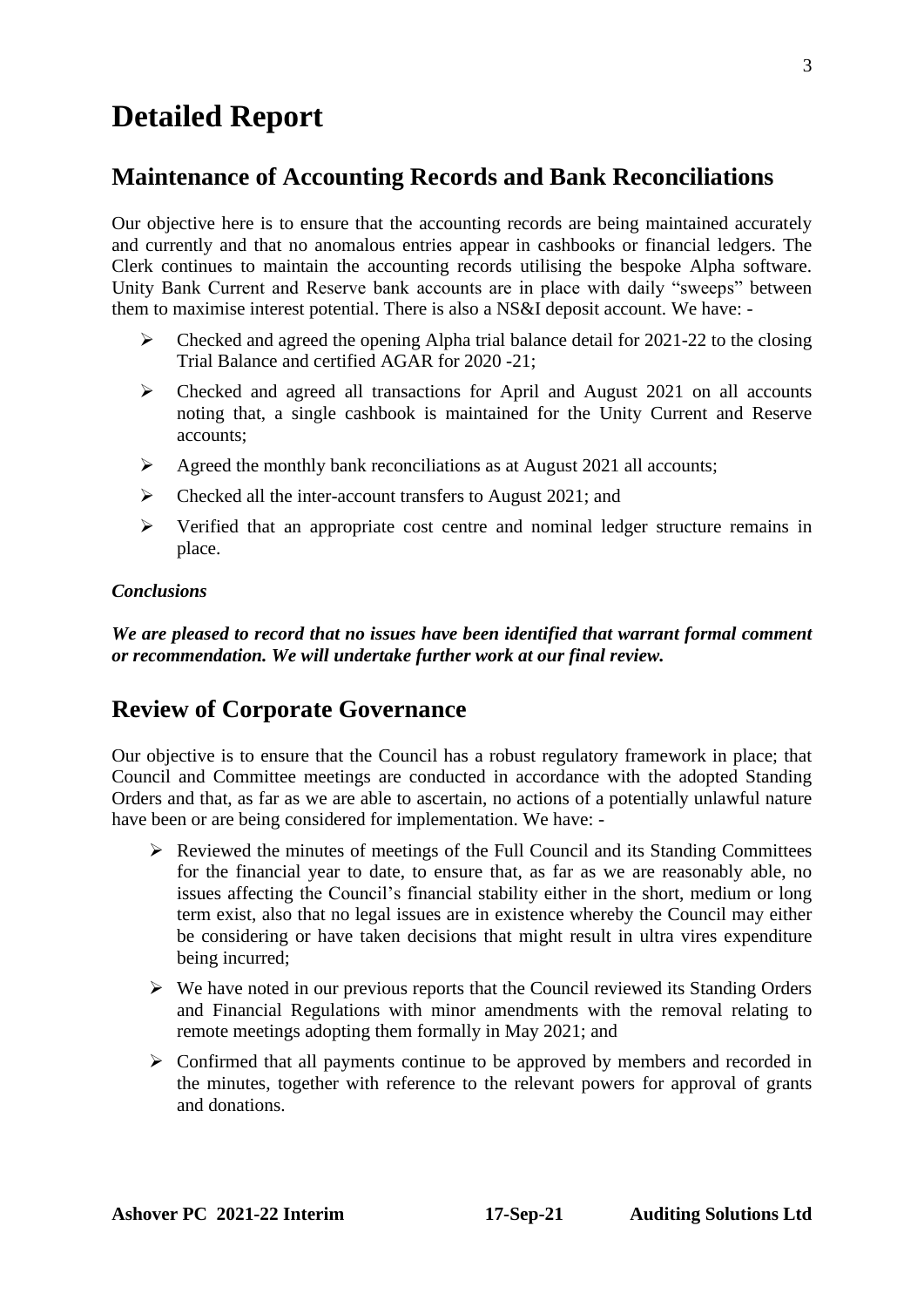# Detailed Report

## Maintenance of Accounting Records and Bank Reconciliations

Our objective here is to ensure that the accounting records are being maintained accurately and currently and that no anomalous entries appear in cashbooks or financial ledgers. The Clerk continues to maintain the accounting records utilising the bespoke Alpha software. Unity Bank Current and Reserve bank accounts are in place with daily "sweeps" between them to maximise interest potential. There is also a NS&I deposit account. We have: -

- Checked and agreed the opening Alpha trial balance detail for 2021-22 to the closing Trial Balance and certified AGAR for 2020 -21;
- Checked and agreed all transactions for April and August 2021 on all accounts noting that, a single cashbook is maintained for the Unity Current and Reserve accounts;
- Agreed the monthly bank reconciliations as at August 2021 all accounts;
- Checked all the inter-account transfers to August 2021; and
- Verified that an appropriate cost centre and nominal ledger structure remains in place.

***Conclusions***

***We are pleased to record that no issues have been identified that warrant formal comment or recommendation. We will undertake further work at our final review.***

## Review of Corporate Governance

Our objective is to ensure that the Council has a robust regulatory framework in place; that Council and Committee meetings are conducted in accordance with the adopted Standing Orders and that, as far as we are able to ascertain, no actions of a potentially unlawful nature have been or are being considered for implementation. We have: -

- Reviewed the minutes of meetings of the Full Council and its Standing Committees for the financial year to date, to ensure that, as far as we are reasonably able, no issues affecting the Council's financial stability either in the short, medium or long term exist, also that no legal issues are in existence whereby the Council may either be considering or have taken decisions that might result in ultra vires expenditure being incurred;
- We have noted in our previous reports that the Council reviewed its Standing Orders and Financial Regulations with minor amendments with the removal relating to remote meetings adopting them formally in May 2021; and
- Confirmed that all payments continue to be approved by members and recorded in the minutes, together with reference to the relevant powers for approval of grants and donations.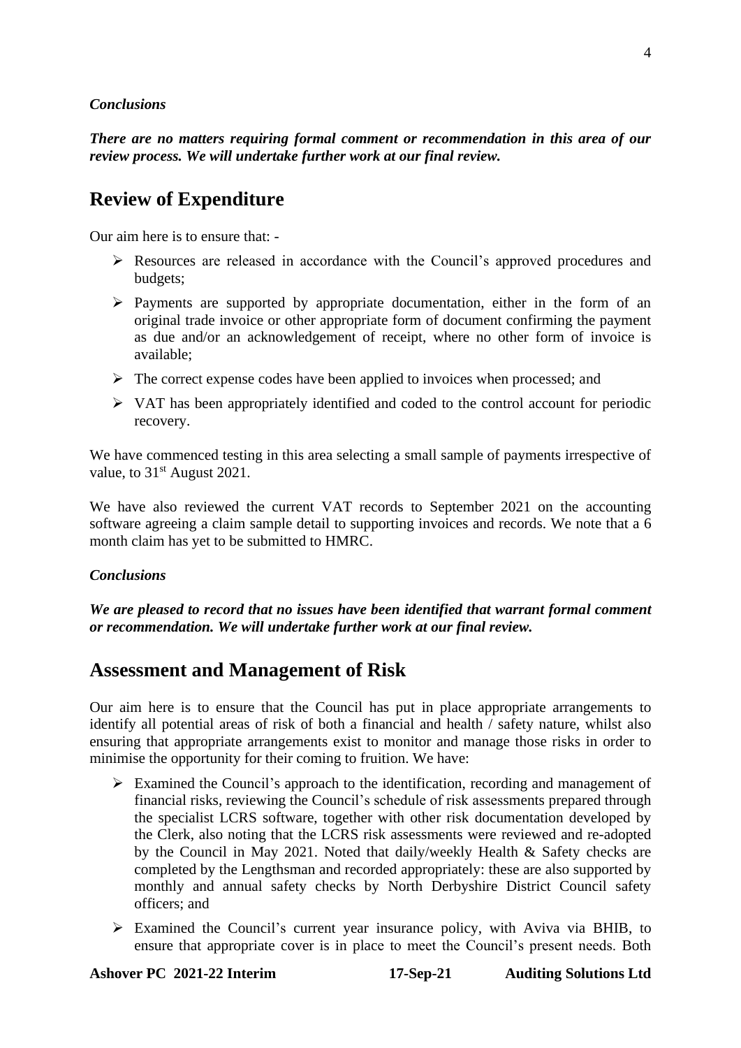***Conclusions***

***There are no matters requiring formal comment or recommendation in this area of our review process. We will undertake further work at our final review.***

## Review of Expenditure

Our aim here is to ensure that: -

- Resources are released in accordance with the Council's approved procedures and budgets;
- Payments are supported by appropriate documentation, either in the form of an original trade invoice or other appropriate form of document confirming the payment as due and/or an acknowledgement of receipt, where no other form of invoice is available;
- The correct expense codes have been applied to invoices when processed; and
- VAT has been appropriately identified and coded to the control account for periodic recovery.

We have commenced testing in this area selecting a small sample of payments irrespective of value, to 31st August 2021.

We have also reviewed the current VAT records to September 2021 on the accounting software agreeing a claim sample detail to supporting invoices and records. We note that a 6 month claim has yet to be submitted to HMRC.

***Conclusions***

***We are pleased to record that no issues have been identified that warrant formal comment or recommendation. We will undertake further work at our final review.***

## Assessment and Management of Risk

Our aim here is to ensure that the Council has put in place appropriate arrangements to identify all potential areas of risk of both a financial and health / safety nature, whilst also ensuring that appropriate arrangements exist to monitor and manage those risks in order to minimise the opportunity for their coming to fruition. We have:

- Examined the Council's approach to the identification, recording and management of financial risks, reviewing the Council's schedule of risk assessments prepared through the specialist LCRS software, together with other risk documentation developed by the Clerk, also noting that the LCRS risk assessments were reviewed and re-adopted by the Council in May 2021. Noted that daily/weekly Health & Safety checks are completed by the Lengthsman and recorded appropriately: these are also supported by monthly and annual safety checks by North Derbyshire District Council safety officers; and
- Examined the Council's current year insurance policy, with Aviva via BHIB, to ensure that appropriate cover is in place to meet the Council's present needs. Both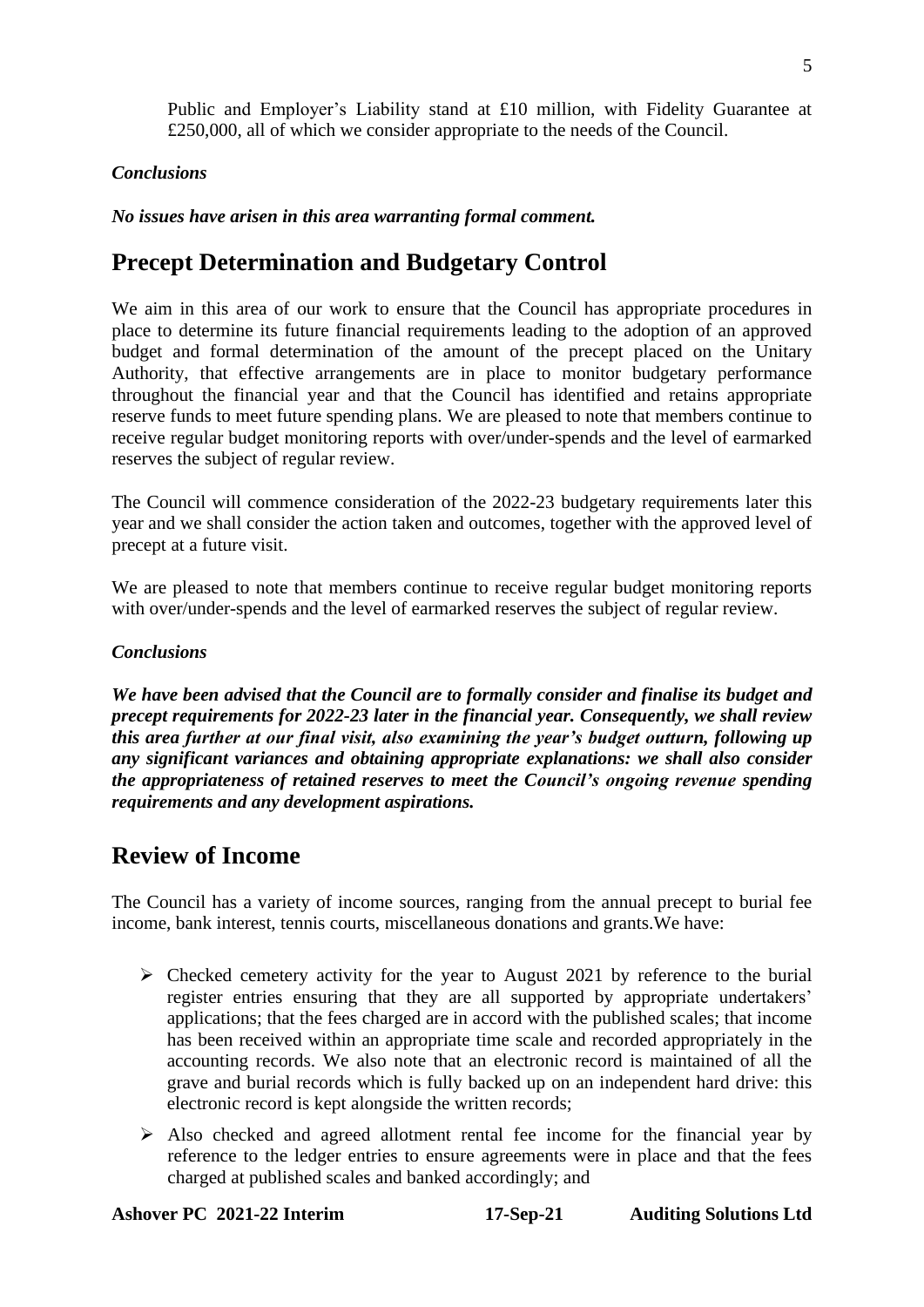Public and Employer's Liability stand at £10 million, with Fidelity Guarantee at £250,000, all of which we consider appropriate to the needs of the Council.

***Conclusions***

***No issues have arisen in this area warranting formal comment.***

## Precept Determination and Budgetary Control

We aim in this area of our work to ensure that the Council has appropriate procedures in place to determine its future financial requirements leading to the adoption of an approved budget and formal determination of the amount of the precept placed on the Unitary Authority, that effective arrangements are in place to monitor budgetary performance throughout the financial year and that the Council has identified and retains appropriate reserve funds to meet future spending plans. We are pleased to note that members continue to receive regular budget monitoring reports with over/under-spends and the level of earmarked reserves the subject of regular review.

The Council will commence consideration of the 2022-23 budgetary requirements later this year and we shall consider the action taken and outcomes, together with the approved level of precept at a future visit.

We are pleased to note that members continue to receive regular budget monitoring reports with over/under-spends and the level of earmarked reserves the subject of regular review.

***Conclusions***

***We have been advised that the Council are to formally consider and finalise its budget and precept requirements for 2022-23 later in the financial year. Consequently, we shall review this area further at our final visit, also examining the year's budget outturn, following up any significant variances and obtaining appropriate explanations: we shall also consider the appropriateness of retained reserves to meet the Council's ongoing revenue spending requirements and any development aspirations.***

## Review of Income

The Council has a variety of income sources, ranging from the annual precept to burial fee income, bank interest, tennis courts, miscellaneous donations and grants.We have:

- Checked cemetery activity for the year to August 2021 by reference to the burial register entries ensuring that they are all supported by appropriate undertakers' applications; that the fees charged are in accord with the published scales; that income has been received within an appropriate time scale and recorded appropriately in the accounting records. We also note that an electronic record is maintained of all the grave and burial records which is fully backed up on an independent hard drive: this electronic record is kept alongside the written records;
- Also checked and agreed allotment rental fee income for the financial year by reference to the ledger entries to ensure agreements were in place and that the fees charged at published scales and banked accordingly; and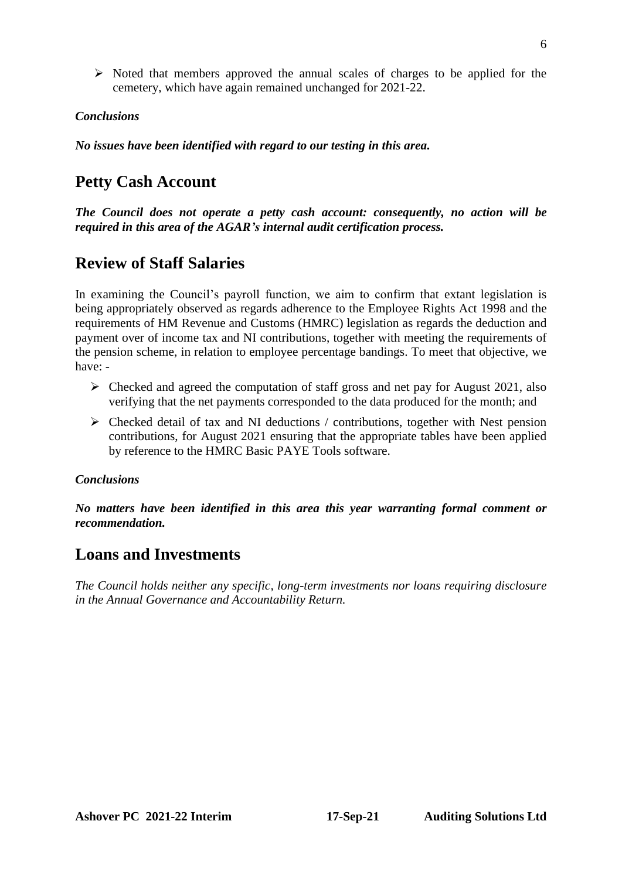- Noted that members approved the annual scales of charges to be applied for the cemetery, which have again remained unchanged for 2021-22.

***Conclusions***

***No issues have been identified with regard to our testing in this area.***

## Petty Cash Account

***The Council does not operate a petty cash account: consequently, no action will be required in this area of the AGAR's internal audit certification process.***

## Review of Staff Salaries

In examining the Council's payroll function, we aim to confirm that extant legislation is being appropriately observed as regards adherence to the Employee Rights Act 1998 and the requirements of HM Revenue and Customs (HMRC) legislation as regards the deduction and payment over of income tax and NI contributions, together with meeting the requirements of the pension scheme, in relation to employee percentage bandings. To meet that objective, we have: -

- Checked and agreed the computation of staff gross and net pay for August 2021, also verifying that the net payments corresponded to the data produced for the month; and
- Checked detail of tax and NI deductions / contributions, together with Nest pension contributions, for August 2021 ensuring that the appropriate tables have been applied by reference to the HMRC Basic PAYE Tools software.

***Conclusions***

***No matters have been identified in this area this year warranting formal comment or recommendation.***

## Loans and Investments

*The Council holds neither any specific, long-term investments nor loans requiring disclosure in the Annual Governance and Accountability Return.*